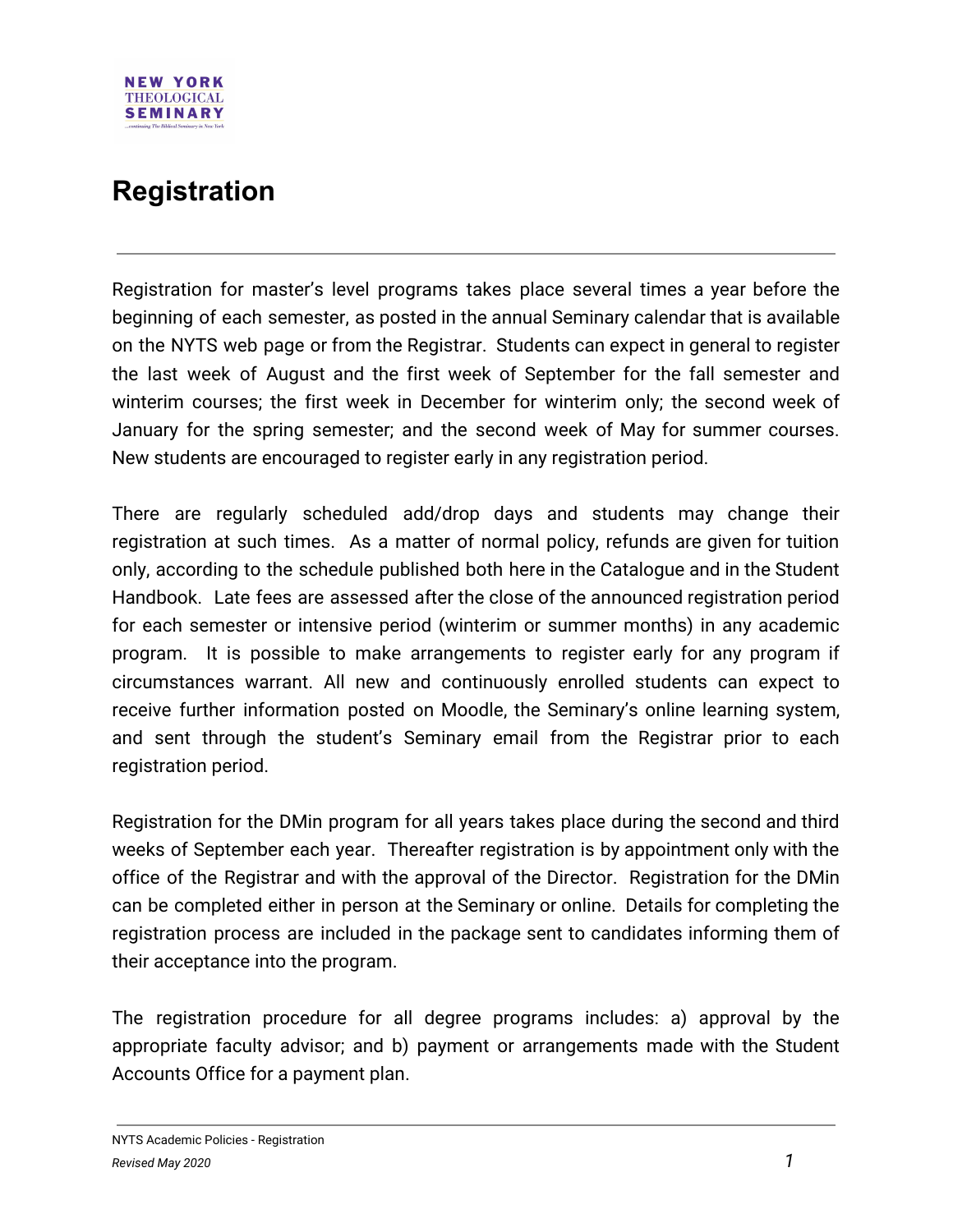# Registration

Registration for master's level programs takes place several times a year before the beginning of each semester, as posted in the annual Seminary calendar that is available on the NYTS web page or from the Registrar. Students can expect in general to register the last week of August and the first week of September for the fall semester and winterim courses; the first week in December for winterim only; the second week of January for the spring semester; and the second week of May for summer courses. New students are encouraged to register early in any registration period.

There are regularly scheduled add/drop days and students may change their registration at such times. As a matter of normal policy, refunds are given for tuition only, according to the schedule published both here in the Catalogue and in the Student Handbook. Late fees are assessed after the close of the announced registration period for each semester or intensive period (winterim or summer months) in any academic program. It is possible to make arrangements to register early for any program if circumstances warrant. All new and continuously enrolled students can expect to receive further information posted on Moodle, the Seminary's online learning system, and sent through the student's Seminary email from the Registrar prior to each registration period.

Registration for the DMin program for all years takes place during the second and third weeks of September each year. Thereafter registration is by appointment only with the office of the Registrar and with the approval of the Director. Registration for the DMin can be completed either in person at the Seminary or online. Details for completing the registration process are included in the package sent to candidates informing them of their acceptance into the program.

The registration procedure for all degree programs includes: a) approval by the appropriate faculty advisor; and b) payment or arrangements made with the Student Accounts Office for a payment plan.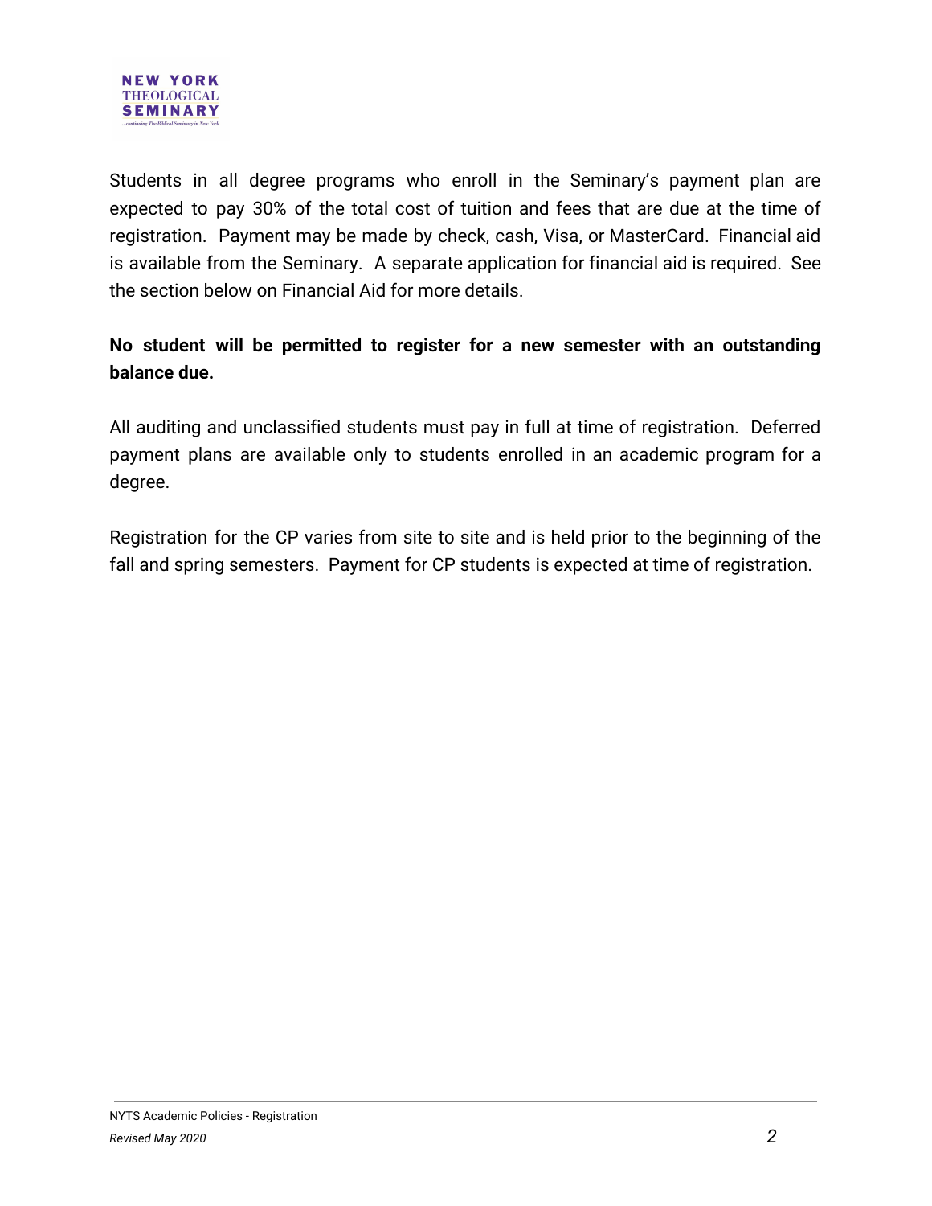Students in all degree programs who enroll in the Seminary's payment plan are expected to pay 30% of the total cost of tuition and fees that are due at the time of registration. Payment may be made by check, cash, Visa, or MasterCard. Financial aid is available from the Seminary. A separate application for financial aid is required. See the section below on Financial Aid for more details.

**No student will be permitted to register for a new semester with an outstanding balance due.**

All auditing and unclassified students must pay in full at time of registration. Deferred payment plans are available only to students enrolled in an academic program for a degree.

Registration for the CP varies from site to site and is held prior to the beginning of the fall and spring semesters. Payment for CP students is expected at time of registration.